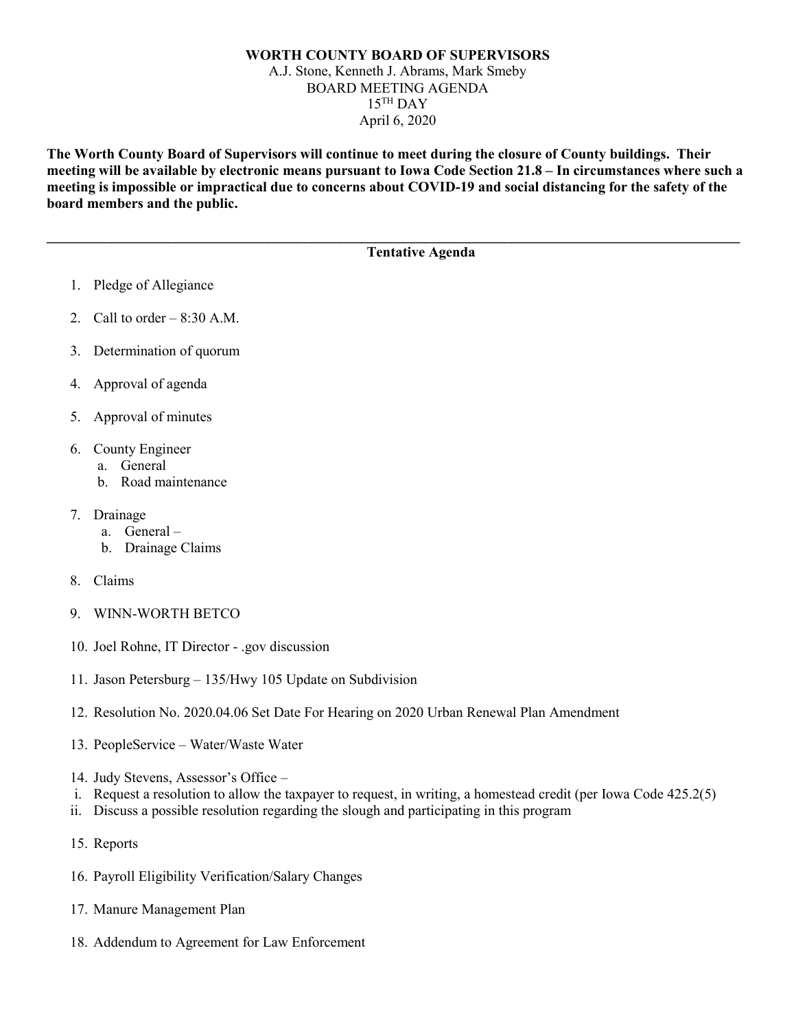# WORTH COUNTY BOARD OF SUPERVISORS

A.J. Stone, Kenneth J. Abrams, Mark Smeby

BOARD MEETING AGENDA

15TH DAY

April 6, 2020

**The Worth County Board of Supervisors will continue to meet during the closure of County buildings. Their meeting will be available by electronic means pursuant to Iowa Code Section 21.8 – In circumstances where such a meeting is impossible or impractical due to concerns about COVID-19 and social distancing for the safety of the board members and the public.**

---

## Tentative Agenda

1. Pledge of Allegiance
2. Call to order – 8:30 A.M.
3. Determination of quorum
4. Approval of agenda
5. Approval of minutes
6. County Engineer
   a. General
   b. Road maintenance
7. Drainage
   a. General –
   b. Drainage Claims
8. Claims
9. WINN-WORTH BETCO
10. Joel Rohne, IT Director - .gov discussion
11. Jason Petersburg – 135/Hwy 105 Update on Subdivision
12. Resolution No. 2020.04.06 Set Date For Hearing on 2020 Urban Renewal Plan Amendment
13. PeopleService – Water/Waste Water
14. Judy Stevens, Assessor's Office –
   i. Request a resolution to allow the taxpayer to request, in writing, a homestead credit (per Iowa Code 425.2(5)
   ii. Discuss a possible resolution regarding the slough and participating in this program
15. Reports
16. Payroll Eligibility Verification/Salary Changes
17. Manure Management Plan
18. Addendum to Agreement for Law Enforcement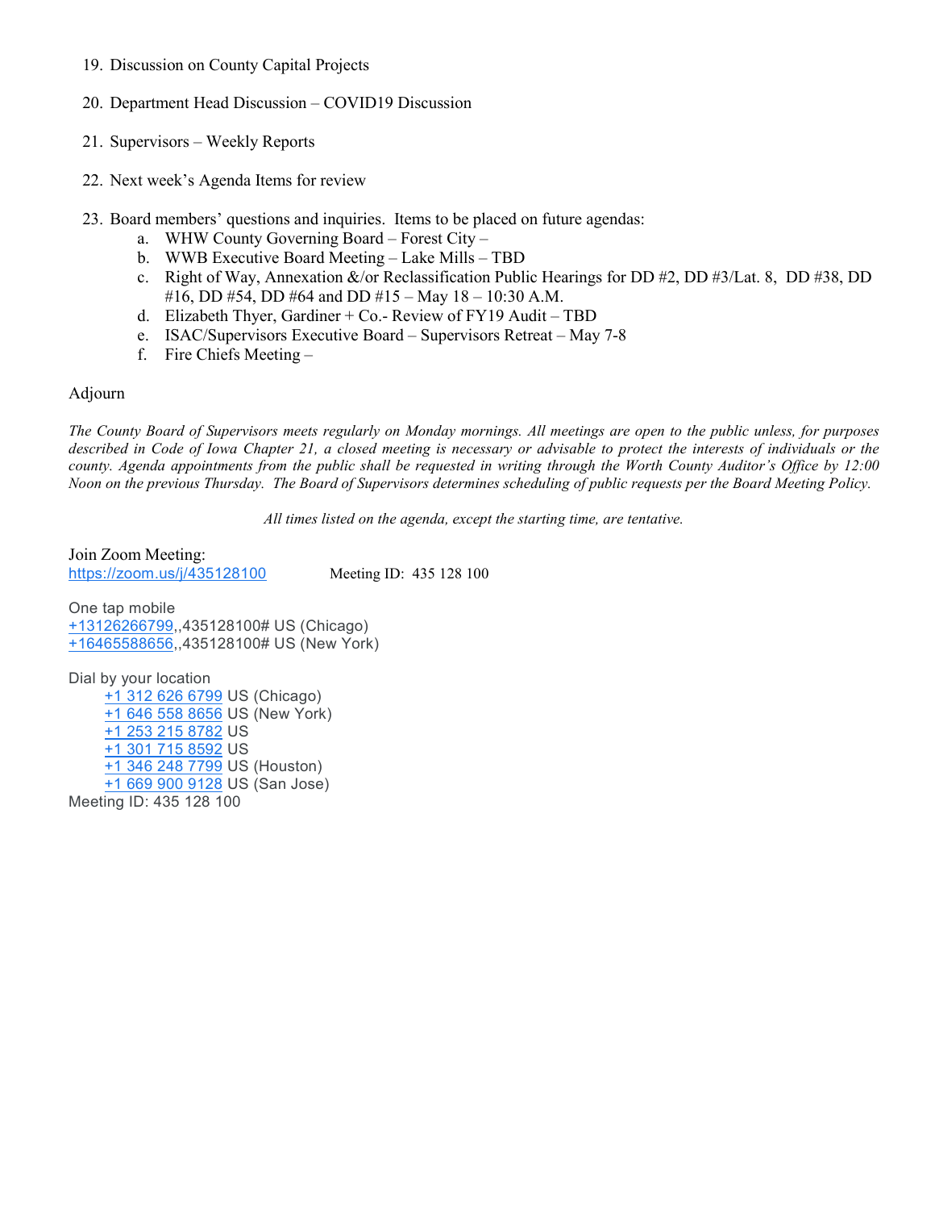19. Discussion on County Capital Projects

20. Department Head Discussion – COVID19 Discussion

21. Supervisors – Weekly Reports

22. Next week's Agenda Items for review

23. Board members' questions and inquiries. Items to be placed on future agendas:
    a. WHW County Governing Board – Forest City –
    b. WWB Executive Board Meeting – Lake Mills – TBD
    c. Right of Way, Annexation &/or Reclassification Public Hearings for DD #2, DD #3/Lat. 8, DD #38, DD #16, DD #54, DD #64 and DD #15 – May 18 – 10:30 A.M.
    d. Elizabeth Thyer, Gardiner + Co.- Review of FY19 Audit – TBD
    e. ISAC/Supervisors Executive Board – Supervisors Retreat – May 7-8
    f. Fire Chiefs Meeting –

Adjourn

*The County Board of Supervisors meets regularly on Monday mornings. All meetings are open to the public unless, for purposes described in Code of Iowa Chapter 21, a closed meeting is necessary or advisable to protect the interests of individuals or the county. Agenda appointments from the public shall be requested in writing through the Worth County Auditor's Office by 12:00 Noon on the previous Thursday. The Board of Supervisors determines scheduling of public requests per the Board Meeting Policy.*

*All times listed on the agenda, except the starting time, are tentative.*

Join Zoom Meeting:
https://zoom.us/j/435128100 Meeting ID: 435 128 100

One tap mobile
+13126266799,,435128100# US (Chicago)
+16465588656,,435128100# US (New York)

Dial by your location
+1 312 626 6799 US (Chicago)
+1 646 558 8656 US (New York)
+1 253 215 8782 US
+1 301 715 8592 US
+1 346 248 7799 US (Houston)
+1 669 900 9128 US (San Jose)
Meeting ID: 435 128 100